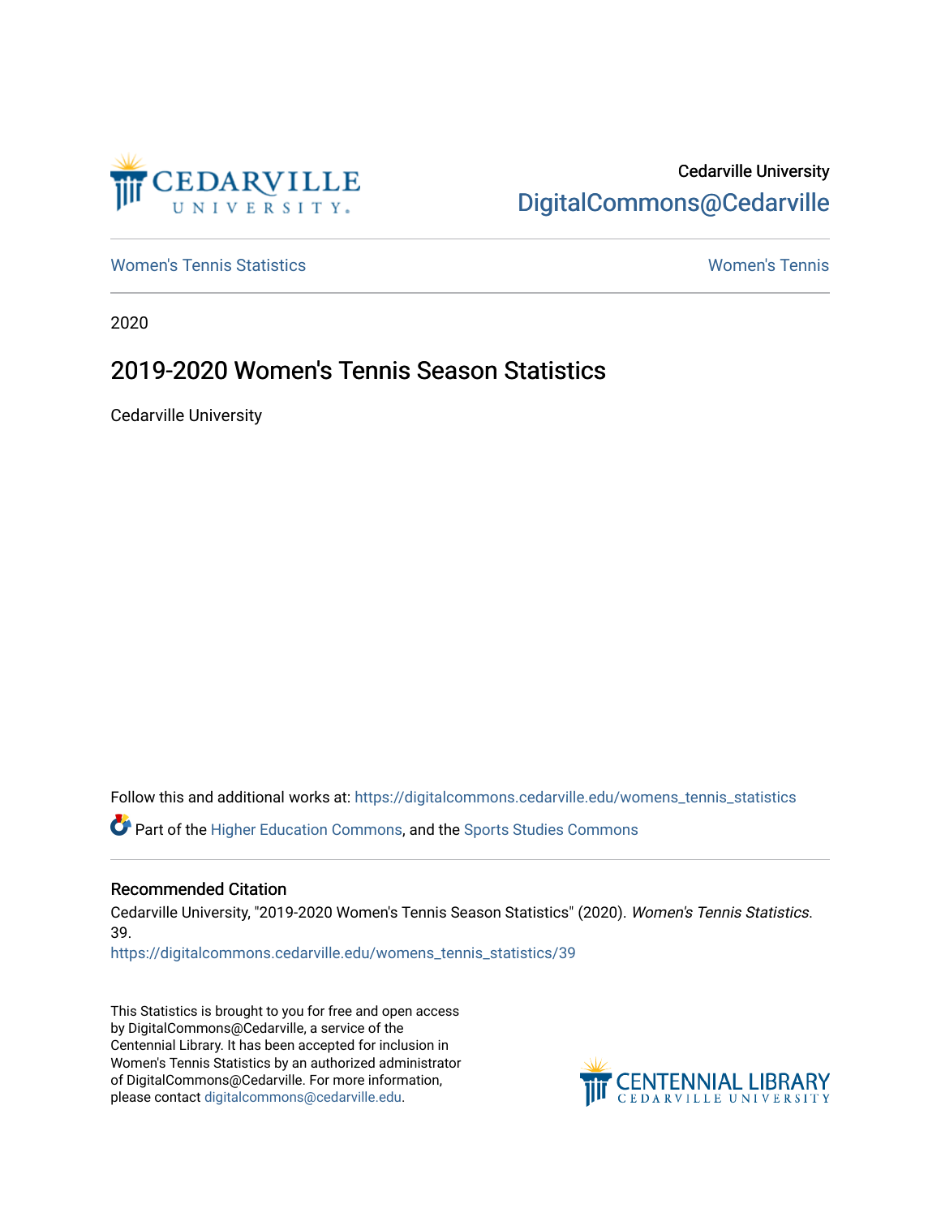Cedarville University

DigitalCommons@Cedarville

Women's Tennis Statistics

Women's Tennis

2020

# 2019-2020 Women's Tennis Season Statistics

Cedarville University

Follow this and additional works at: https://digitalcommons.cedarville.edu/womens_tennis_statistics

Part of the Higher Education Commons, and the Sports Studies Commons

## Recommended Citation

Cedarville University, "2019-2020 Women's Tennis Season Statistics" (2020). *Women's Tennis Statistics*. 39.
https://digitalcommons.cedarville.edu/womens_tennis_statistics/39

This Statistics is brought to you for free and open access by DigitalCommons@Cedarville, a service of the Centennial Library. It has been accepted for inclusion in Women's Tennis Statistics by an authorized administrator of DigitalCommons@Cedarville. For more information, please contact digitalcommons@cedarville.edu.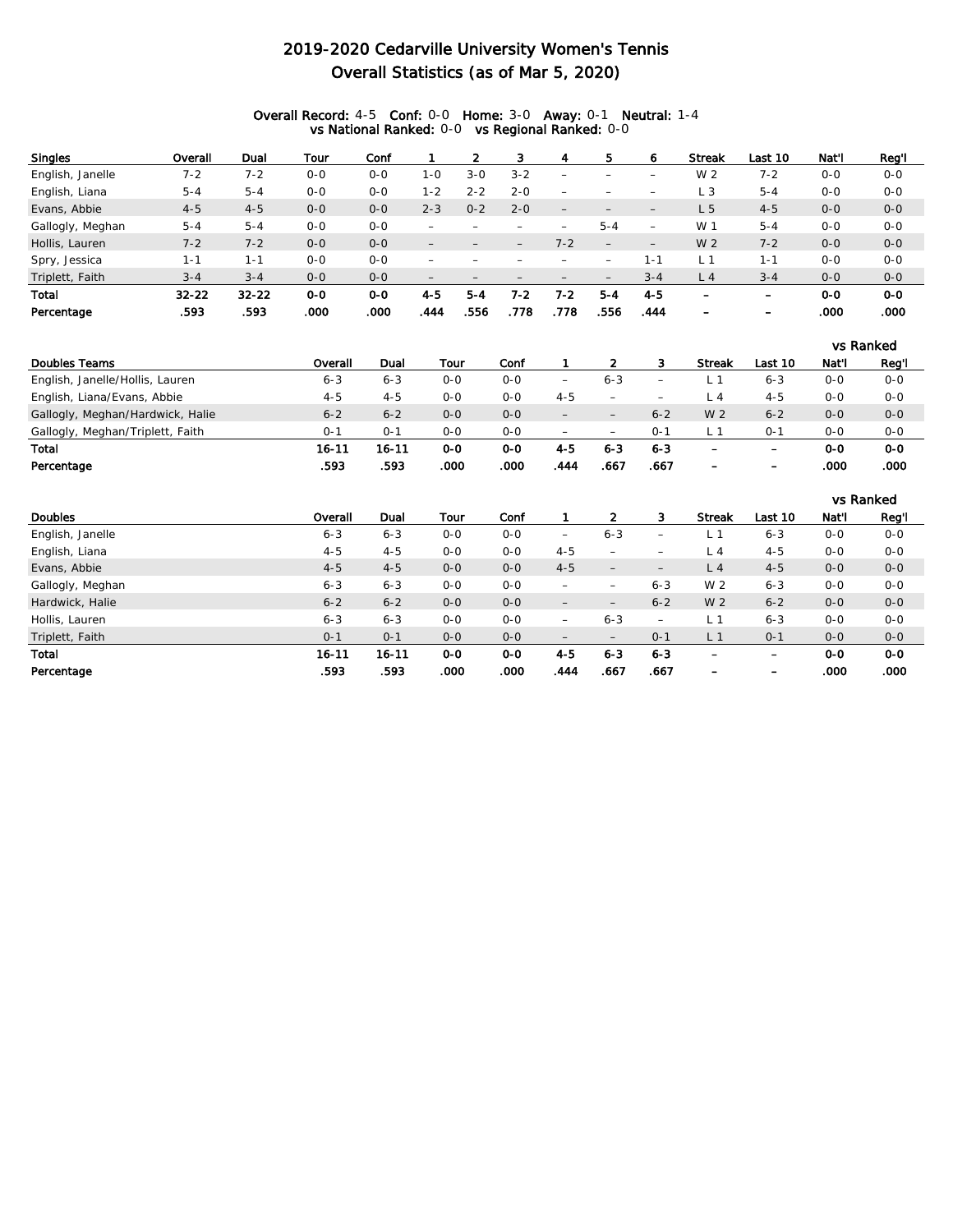# 2019-2020 Cedarville University Women's Tennis
# Overall Statistics (as of Mar 5, 2020)

**Overall Record:** 4-5 **Conf:** 0-0 **Home:** 3-0 **Away:** 0-1 **Neutral:** 1-4
**vs National Ranked:** 0-0 **vs Regional Ranked:** 0-0

| Singles | Overall | Dual | Tour | Conf | 1 | 2 | 3 | 4 | 5 | 6 | Streak | Last 10 | Nat'l | Reg'l |
|---|---|---|---|---|---|---|---|---|---|---|---|---|---|---|
| English, Janelle | 7-2 | 7-2 | 0-0 | 0-0 | 1-0 | 3-0 | 3-2 | – | – | – | W 2 | 7-2 | 0-0 | 0-0 |
| English, Liana | 5-4 | 5-4 | 0-0 | 0-0 | 1-2 | 2-2 | 2-0 | – | – | – | L 3 | 5-4 | 0-0 | 0-0 |
| Evans, Abbie | 4-5 | 4-5 | 0-0 | 0-0 | 2-3 | 0-2 | 2-0 | – | – | – | L 5 | 4-5 | 0-0 | 0-0 |
| Gallogly, Meghan | 5-4 | 5-4 | 0-0 | 0-0 | – | – | – | – | 5-4 | – | W 1 | 5-4 | 0-0 | 0-0 |
| Hollis, Lauren | 7-2 | 7-2 | 0-0 | 0-0 | – | – | – | 7-2 | – | – | W 2 | 7-2 | 0-0 | 0-0 |
| Spry, Jessica | 1-1 | 1-1 | 0-0 | 0-0 | – | – | – | – | – | 1-1 | L 1 | 1-1 | 0-0 | 0-0 |
| Triplett, Faith | 3-4 | 3-4 | 0-0 | 0-0 | – | – | – | – | – | 3-4 | L 4 | 3-4 | 0-0 | 0-0 |
| **Total** | **32-22** | **32-22** | **0-0** | **0-0** | **4-5** | **5-4** | **7-2** | **7-2** | **5-4** | **4-5** | **–** | **–** | **0-0** | **0-0** |
| **Percentage** | **.593** | **.593** | **.000** | **.000** | **.444** | **.556** | **.778** | **.778** | **.556** | **.444** | **–** | **–** | **.000** | **.000** |

| | | | | | | | | | | vs Ranked | |
|---|---|---|---|---|---|---|---|---|---|---|---|
| Doubles Teams | Overall | Dual | Tour | Conf | 1 | 2 | 3 | Streak | Last 10 | Nat'l | Reg'l |
| English, Janelle/Hollis, Lauren | 6-3 | 6-3 | 0-0 | 0-0 | – | 6-3 | – | L 1 | 6-3 | 0-0 | 0-0 |
| English, Liana/Evans, Abbie | 4-5 | 4-5 | 0-0 | 0-0 | 4-5 | – | – | L 4 | 4-5 | 0-0 | 0-0 |
| Gallogly, Meghan/Hardwick, Halie | 6-2 | 6-2 | 0-0 | 0-0 | – | – | 6-2 | W 2 | 6-2 | 0-0 | 0-0 |
| Gallogly, Meghan/Triplett, Faith | 0-1 | 0-1 | 0-0 | 0-0 | – | – | 0-1 | L 1 | 0-1 | 0-0 | 0-0 |
| **Total** | **16-11** | **16-11** | **0-0** | **0-0** | **4-5** | **6-3** | **6-3** | **–** | **–** | **0-0** | **0-0** |
| **Percentage** | **.593** | **.593** | **.000** | **.000** | **.444** | **.667** | **.667** | **–** | **–** | **.000** | **.000** |

| | | | | | | | | | | vs Ranked | |
|---|---|---|---|---|---|---|---|---|---|---|---|
| Doubles | Overall | Dual | Tour | Conf | 1 | 2 | 3 | Streak | Last 10 | Nat'l | Reg'l |
| English, Janelle | 6-3 | 6-3 | 0-0 | 0-0 | – | 6-3 | – | L 1 | 6-3 | 0-0 | 0-0 |
| English, Liana | 4-5 | 4-5 | 0-0 | 0-0 | 4-5 | – | – | L 4 | 4-5 | 0-0 | 0-0 |
| Evans, Abbie | 4-5 | 4-5 | 0-0 | 0-0 | 4-5 | – | – | L 4 | 4-5 | 0-0 | 0-0 |
| Gallogly, Meghan | 6-3 | 6-3 | 0-0 | 0-0 | – | – | 6-3 | W 2 | 6-3 | 0-0 | 0-0 |
| Hardwick, Halie | 6-2 | 6-2 | 0-0 | 0-0 | – | – | 6-2 | W 2 | 6-2 | 0-0 | 0-0 |
| Hollis, Lauren | 6-3 | 6-3 | 0-0 | 0-0 | – | 6-3 | – | L 1 | 6-3 | 0-0 | 0-0 |
| Triplett, Faith | 0-1 | 0-1 | 0-0 | 0-0 | – | – | 0-1 | L 1 | 0-1 | 0-0 | 0-0 |
| **Total** | **16-11** | **16-11** | **0-0** | **0-0** | **4-5** | **6-3** | **6-3** | **–** | **–** | **0-0** | **0-0** |
| **Percentage** | **.593** | **.593** | **.000** | **.000** | **.444** | **.667** | **.667** | **–** | **–** | **.000** | **.000** |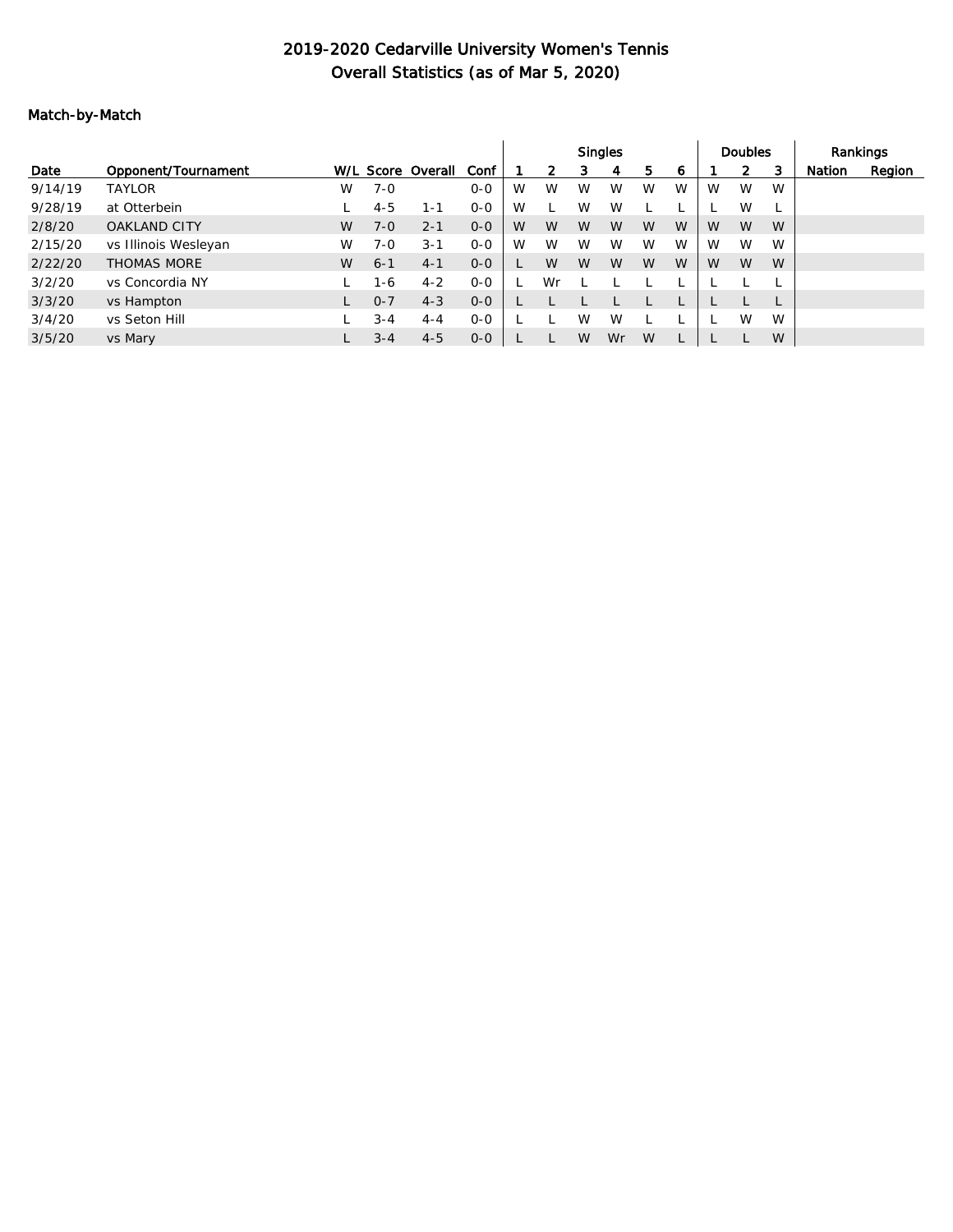# 2019-2020 Cedarville University Women's Tennis
## Overall Statistics (as of Mar 5, 2020)

### Match-by-Match

| | | | | | | Singles | | | | | | Doubles | | | Rankings | |
|---|---|---|---|---|---|---|---|---|---|---|---|---|---|---|---|---|
| Date | Opponent/Tournament | W/L | Score | Overall | Conf | 1 | 2 | 3 | 4 | 5 | 6 | 1 | 2 | 3 | Nation | Region |
| 9/14/19 | TAYLOR | W | 7-0 | | 0-0 | W | W | W | W | W | W | W | W | W | | |
| 9/28/19 | at Otterbein | L | 4-5 | 1-1 | 0-0 | W | L | W | W | L | L | L | W | L | | |
| 2/8/20 | OAKLAND CITY | W | 7-0 | 2-1 | 0-0 | W | W | W | W | W | W | W | W | W | | |
| 2/15/20 | vs Illinois Wesleyan | W | 7-0 | 3-1 | 0-0 | W | W | W | W | W | W | W | W | W | | |
| 2/22/20 | THOMAS MORE | W | 6-1 | 4-1 | 0-0 | L | W | W | W | W | W | W | W | W | | |
| 3/2/20 | vs Concordia NY | L | 1-6 | 4-2 | 0-0 | L | Wr | L | L | L | L | L | L | L | | |
| 3/3/20 | vs Hampton | L | 0-7 | 4-3 | 0-0 | L | L | L | L | L | L | L | L | L | | |
| 3/4/20 | vs Seton Hill | L | 3-4 | 4-4 | 0-0 | L | L | W | W | L | L | L | W | W | | |
| 3/5/20 | vs Mary | L | 3-4 | 4-5 | 0-0 | L | L | W | Wr | W | L | L | L | W | | |